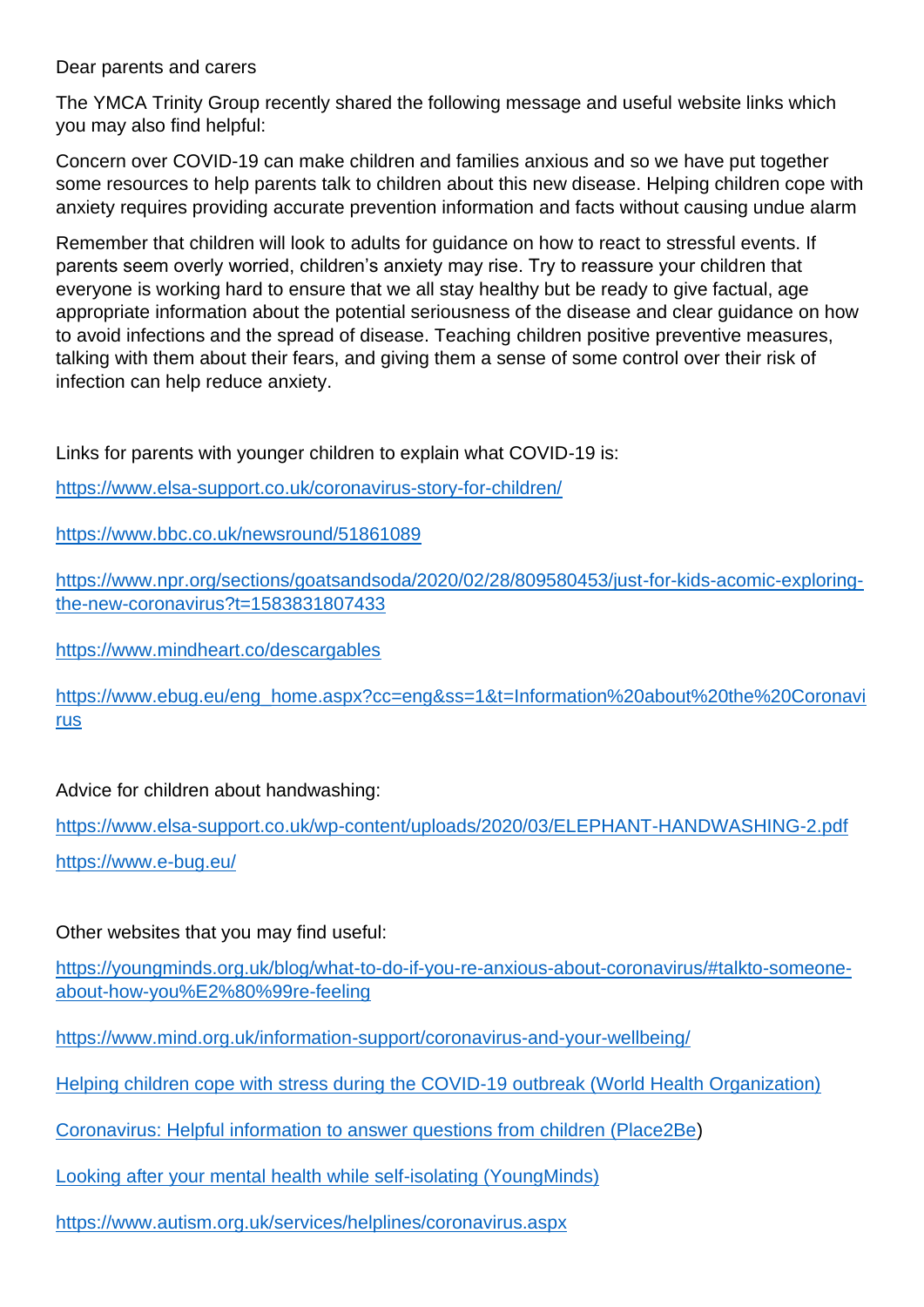Dear parents and carers

The YMCA Trinity Group recently shared the following message and useful website links which you may also find helpful:

Concern over COVID-19 can make children and families anxious and so we have put together some resources to help parents talk to children about this new disease. Helping children cope with anxiety requires providing accurate prevention information and facts without causing undue alarm

Remember that children will look to adults for guidance on how to react to stressful events. If parents seem overly worried, children's anxiety may rise. Try to reassure your children that everyone is working hard to ensure that we all stay healthy but be ready to give factual, age appropriate information about the potential seriousness of the disease and clear guidance on how to avoid infections and the spread of disease. Teaching children positive preventive measures, talking with them about their fears, and giving them a sense of some control over their risk of infection can help reduce anxiety.

Links for parents with younger children to explain what COVID-19 is:

https://www.elsa-support.co.uk/coronavirus-story-for-children/

https://www.bbc.co.uk/newsround/51861089

https://www.npr.org/sections/goatsandsoda/2020/02/28/809580453/just-for-kids-acomic-exploring-the-new-coronavirus?t=1583831807433

https://www.mindheart.co/descargables

https://www.ebug.eu/eng_home.aspx?cc=eng&ss=1&t=Information%20about%20the%20Coronavirus

Advice for children about handwashing:

https://www.elsa-support.co.uk/wp-content/uploads/2020/03/ELEPHANT-HANDWASHING-2.pdf

https://www.e-bug.eu/

Other websites that you may find useful:

https://youngminds.org.uk/blog/what-to-do-if-you-re-anxious-about-coronavirus/#talkto-someone-about-how-you%E2%80%99re-feeling

https://www.mind.org.uk/information-support/coronavirus-and-your-wellbeing/

Helping children cope with stress during the COVID-19 outbreak (World Health Organization)

Coronavirus: Helpful information to answer questions from children (Place2Be)

Looking after your mental health while self-isolating (YoungMinds)

https://www.autism.org.uk/services/helplines/coronavirus.aspx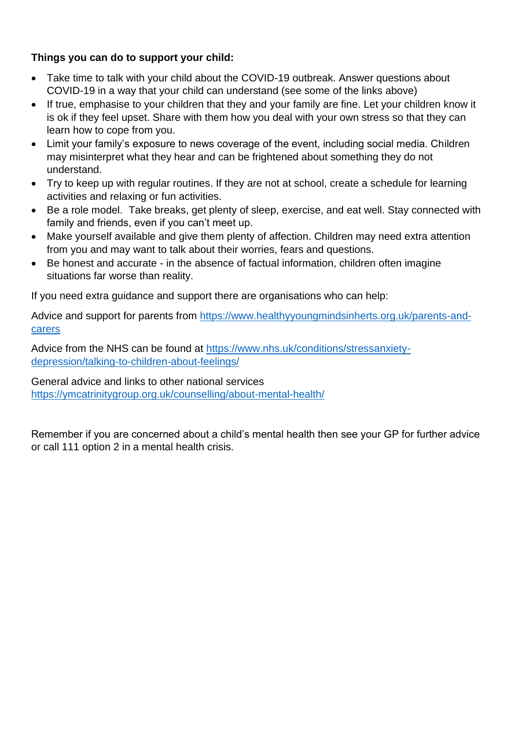**Things you can do to support your child:**

- Take time to talk with your child about the COVID-19 outbreak. Answer questions about COVID-19 in a way that your child can understand (see some of the links above)
- If true, emphasise to your children that they and your family are fine. Let your children know it is ok if they feel upset. Share with them how you deal with your own stress so that they can learn how to cope from you.
- Limit your family's exposure to news coverage of the event, including social media. Children may misinterpret what they hear and can be frightened about something they do not understand.
- Try to keep up with regular routines. If they are not at school, create a schedule for learning activities and relaxing or fun activities.
- Be a role model. Take breaks, get plenty of sleep, exercise, and eat well. Stay connected with family and friends, even if you can't meet up.
- Make yourself available and give them plenty of affection. Children may need extra attention from you and may want to talk about their worries, fears and questions.
- Be honest and accurate - in the absence of factual information, children often imagine situations far worse than reality.

If you need extra guidance and support there are organisations who can help:

Advice and support for parents from https://www.healthyyoungmindsinherts.org.uk/parents-and-carers

Advice from the NHS can be found at https://www.nhs.uk/conditions/stressanxiety-depression/talking-to-children-about-feelings/

General advice and links to other national services
https://ymcatrinitygroup.org.uk/counselling/about-mental-health/

Remember if you are concerned about a child's mental health then see your GP for further advice or call 111 option 2 in a mental health crisis.